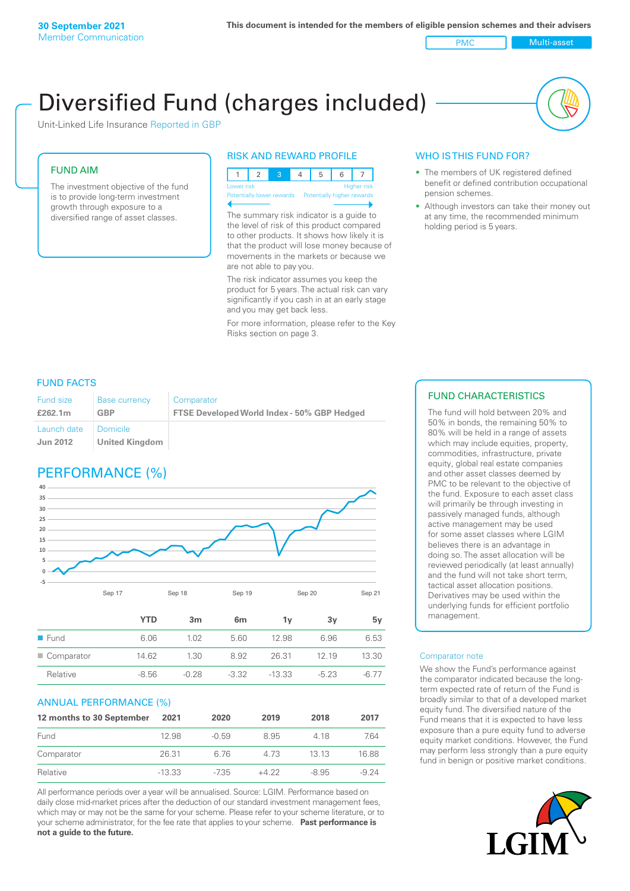30 September 2021
Member Communication

This document is intended for the members of eligible pension schemes and their advisers

PMC | Multi-asset

# Diversified Fund (charges included)

Unit-Linked Life Insurance Reported in GBP

## FUND AIM

The investment objective of the fund is to provide long-term investment growth through exposure to a diversified range of asset classes.

## RISK AND REWARD PROFILE

| 1 | 2 | **3** | 4 | 5 | 6 | 7 |
|---|---|---|---|---|---|---|

Lower risk — Higher risk
Potentially lower rewards — Potentially higher rewards

The summary risk indicator is a guide to the level of risk of this product compared to other products. It shows how likely it is that the product will lose money because of movements in the markets or because we are not able to pay you.

The risk indicator assumes you keep the product for 5 years. The actual risk can vary significantly if you cash in at an early stage and you may get back less.

For more information, please refer to the Key Risks section on page 3.

## WHO IS THIS FUND FOR?

- The members of UK registered defined benefit or defined contribution occupational pension schemes.
- Although investors can take their money out at any time, the recommended minimum holding period is 5 years.

## FUND FACTS

| Fund size | Base currency | Comparator |
|---|---|---|
| **£262.1m** | **GBP** | **FTSE Developed World Index - 50% GBP Hedged** |
| Launch date | Domicile | |
| **Jun 2012** | **United Kingdom** | |

## PERFORMANCE (%)

|  | YTD | 3m | 6m | 1y | 3y | 5y |
|---|---|---|---|---|---|---|
| Fund | 6.06 | 1.02 | 5.60 | 12.98 | 6.96 | 6.53 |
| Comparator | 14.62 | 1.30 | 8.92 | 26.31 | 12.19 | 13.30 |
| Relative | -8.56 | -0.28 | -3.32 | -13.33 | -5.23 | -6.77 |

## ANNUAL PERFORMANCE (%)

| 12 months to 30 September | 2021 | 2020 | 2019 | 2018 | 2017 |
|---|---|---|---|---|---|
| Fund | 12.98 | -0.59 | 8.95 | 4.18 | 7.64 |
| Comparator | 26.31 | 6.76 | 4.73 | 13.13 | 16.88 |
| Relative | -13.33 | -7.35 | +4.22 | -8.95 | -9.24 |

All performance periods over a year will be annualised. Source: LGIM. Performance based on daily close mid-market prices after the deduction of our standard investment management fees, which may or may not be the same for your scheme. Please refer to your scheme literature, or to your scheme administrator, for the fee rate that applies to your scheme. **Past performance is not a guide to the future.**

## FUND CHARACTERISTICS

The fund will hold between 20% and 50% in bonds, the remaining 50% to 80% will be held in a range of assets which may include equities, property, commodities, infrastructure, private equity, global real estate companies and other asset classes deemed by PMC to be relevant to the objective of the fund. Exposure to each asset class will primarily be through investing in passively managed funds, although active management may be used for some asset classes where LGIM believes there is an advantage in doing so. The asset allocation will be reviewed periodically (at least annually) and the fund will not take short term, tactical asset allocation positions. Derivatives may be used within the underlying funds for efficient portfolio management.

### Comparator note

We show the Fund's performance against the comparator indicated because the long-term expected rate of return of the Fund is broadly similar to that of a developed market equity fund. The diversified nature of the Fund means that it is expected to have less exposure than a pure equity fund to adverse equity market conditions. However, the Fund may perform less strongly than a pure equity fund in benign or positive market conditions.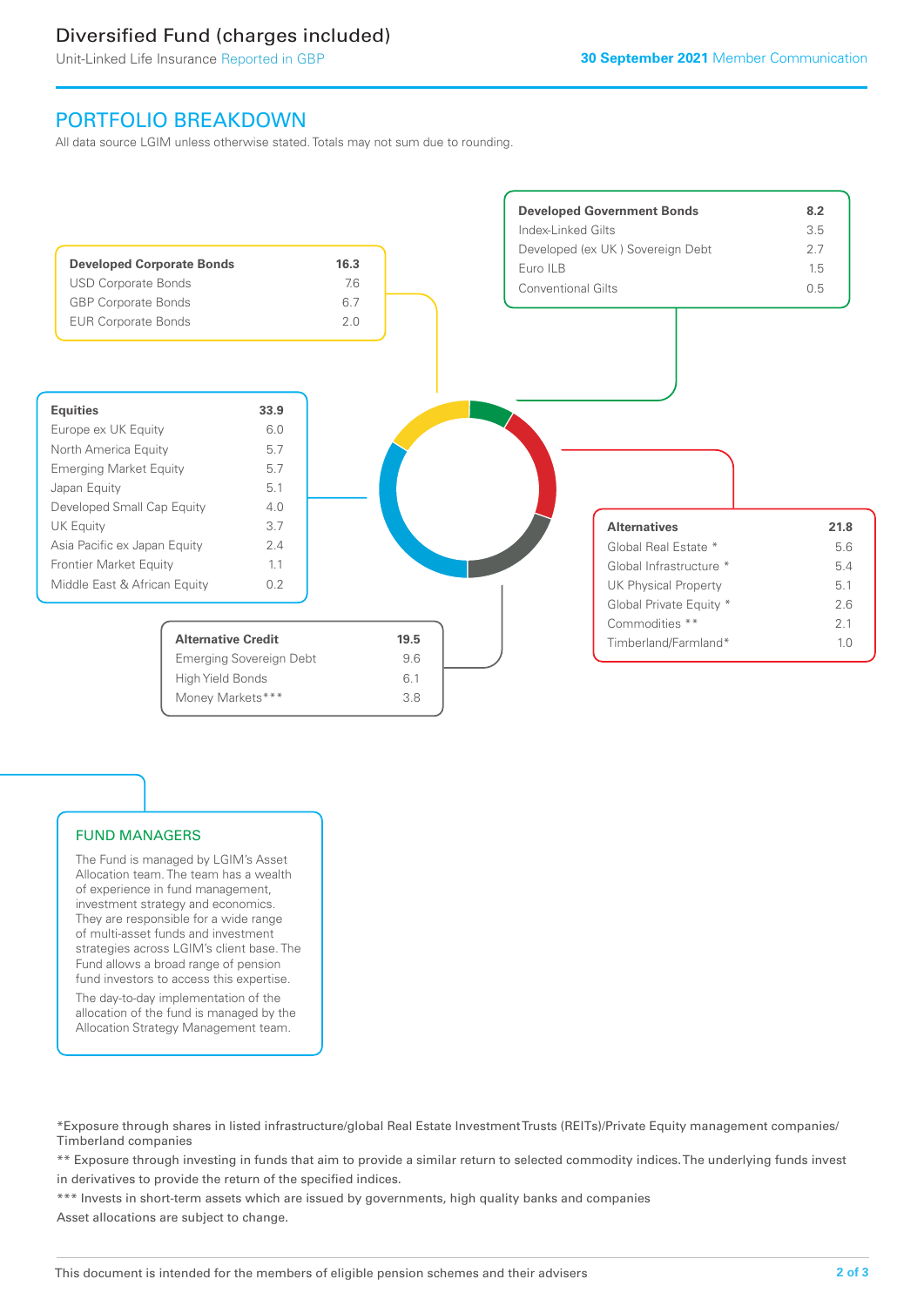# Diversified Fund (charges included)

Unit-Linked Life Insurance Reported in GBP

**30 September 2021** Member Communication

## PORTFOLIO BREAKDOWN

All data source LGIM unless otherwise stated. Totals may not sum due to rounding.

| Developed Corporate Bonds | 16.3 |
|---|---|
| USD Corporate Bonds | 7.6 |
| GBP Corporate Bonds | 6.7 |
| EUR Corporate Bonds | 2.0 |

| Developed Government Bonds | 8.2 |
|---|---|
| Index-Linked Gilts | 3.5 |
| Developed (ex UK ) Sovereign Debt | 2.7 |
| Euro ILB | 1.5 |
| Conventional Gilts | 0.5 |

| Equities | 33.9 |
|---|---|
| Europe ex UK Equity | 6.0 |
| North America Equity | 5.7 |
| Emerging Market Equity | 5.7 |
| Japan Equity | 5.1 |
| Developed Small Cap Equity | 4.0 |
| UK Equity | 3.7 |
| Asia Pacific ex Japan Equity | 2.4 |
| Frontier Market Equity | 1.1 |
| Middle East & African Equity | 0.2 |

| Alternatives | 21.8 |
|---|---|
| Global Real Estate * | 5.6 |
| Global Infrastructure * | 5.4 |
| UK Physical Property | 5.1 |
| Global Private Equity * | 2.6 |
| Commodities ** | 2.1 |
| Timberland/Farmland* | 1.0 |

| Alternative Credit | 19.5 |
|---|---|
| Emerging Sovereign Debt | 9.6 |
| High Yield Bonds | 6.1 |
| Money Markets*** | 3.8 |

### FUND MANAGERS

The Fund is managed by LGIM's Asset Allocation team. The team has a wealth of experience in fund management, investment strategy and economics. They are responsible for a wide range of multi-asset funds and investment strategies across LGIM's client base. The Fund allows a broad range of pension fund investors to access this expertise.

The day-to-day implementation of the allocation of the fund is managed by the Allocation Strategy Management team.

*Exposure through shares in listed infrastructure/global Real Estate Investment Trusts (REITs)/Private Equity management companies/ Timberland companies

** Exposure through investing in funds that aim to provide a similar return to selected commodity indices. The underlying funds invest in derivatives to provide the return of the specified indices.

*** Invests in short-term assets which are issued by governments, high quality banks and companies

Asset allocations are subject to change.

This document is intended for the members of eligible pension schemes and their advisers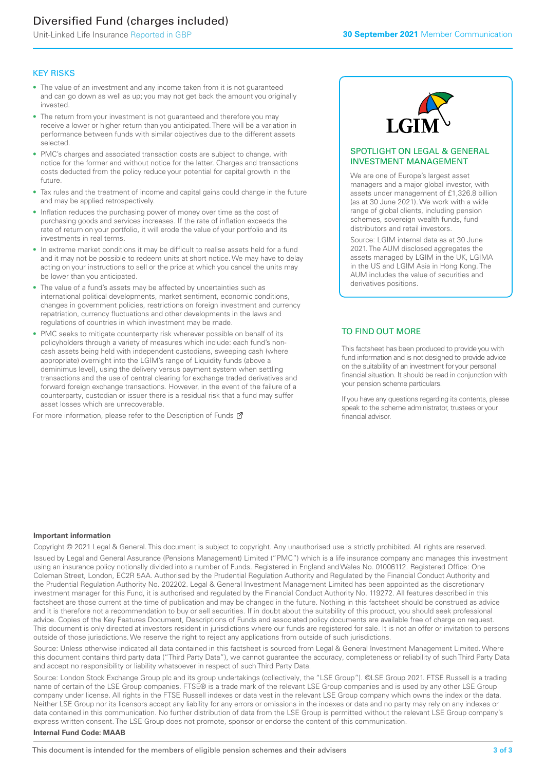# Diversified Fund (charges included)

Unit-Linked Life Insurance Reported in GBP

**30 September 2021** Member Communication

## KEY RISKS

- The value of an investment and any income taken from it is not guaranteed and can go down as well as up; you may not get back the amount you originally invested.
- The return from your investment is not guaranteed and therefore you may receive a lower or higher return than you anticipated. There will be a variation in performance between funds with similar objectives due to the different assets selected.
- PMC's charges and associated transaction costs are subject to change, with notice for the former and without notice for the latter. Charges and transactions costs deducted from the policy reduce your potential for capital growth in the future.
- Tax rules and the treatment of income and capital gains could change in the future and may be applied retrospectively.
- Inflation reduces the purchasing power of money over time as the cost of purchasing goods and services increases. If the rate of inflation exceeds the rate of return on your portfolio, it will erode the value of your portfolio and its investments in real terms.
- In extreme market conditions it may be difficult to realise assets held for a fund and it may not be possible to redeem units at short notice. We may have to delay acting on your instructions to sell or the price at which you cancel the units may be lower than you anticipated.
- The value of a fund's assets may be affected by uncertainties such as international political developments, market sentiment, economic conditions, changes in government policies, restrictions on foreign investment and currency repatriation, currency fluctuations and other developments in the laws and regulations of countries in which investment may be made.
- PMC seeks to mitigate counterparty risk wherever possible on behalf of its policyholders through a variety of measures which include: each fund's non-cash assets being held with independent custodians, sweeping cash (where appropriate) overnight into the LGIM's range of Liquidity funds (above a deminimus level), using the delivery versus payment system when settling transactions and the use of central clearing for exchange traded derivatives and forward foreign exchange transactions. However, in the event of the failure of a counterparty, custodian or issuer there is a residual risk that a fund may suffer asset losses which are unrecoverable.

For more information, please refer to the Description of Funds

## SPOTLIGHT ON LEGAL & GENERAL INVESTMENT MANAGEMENT

We are one of Europe's largest asset managers and a major global investor, with assets under management of £1,326.8 billion (as at 30 June 2021). We work with a wide range of global clients, including pension schemes, sovereign wealth funds, fund distributors and retail investors.

Source: LGIM internal data as at 30 June 2021. The AUM disclosed aggregates the assets managed by LGIM in the UK, LGIMA in the US and LGIM Asia in Hong Kong. The AUM includes the value of securities and derivatives positions.

## TO FIND OUT MORE

This factsheet has been produced to provide you with fund information and is not designed to provide advice on the suitability of an investment for your personal financial situation. It should be read in conjunction with your pension scheme particulars.

If you have any questions regarding its contents, please speak to the scheme administrator, trustees or your financial advisor.

**Important information**

Copyright © 2021 Legal & General. This document is subject to copyright. Any unauthorised use is strictly prohibited. All rights are reserved.

Issued by Legal and General Assurance (Pensions Management) Limited ("PMC") which is a life insurance company and manages this investment using an insurance policy notionally divided into a number of Funds. Registered in England and Wales No. 01006112. Registered Office: One Coleman Street, London, EC2R 5AA. Authorised by the Prudential Regulation Authority and Regulated by the Financial Conduct Authority and the Prudential Regulation Authority No. 202202. Legal & General Investment Management Limited has been appointed as the discretionary investment manager for this Fund, it is authorised and regulated by the Financial Conduct Authority No. 119272. All features described in this factsheet are those current at the time of publication and may be changed in the future. Nothing in this factsheet should be construed as advice and it is therefore not a recommendation to buy or sell securities. If in doubt about the suitability of this product, you should seek professional advice. Copies of the Key Features Document, Descriptions of Funds and associated policy documents are available free of charge on request. This document is only directed at investors resident in jurisdictions where our funds are registered for sale. It is not an offer or invitation to persons outside of those jurisdictions. We reserve the right to reject any applications from outside of such jurisdictions.

Source: Unless otherwise indicated all data contained in this factsheet is sourced from Legal & General Investment Management Limited. Where this document contains third party data ("Third Party Data"), we cannot guarantee the accuracy, completeness or reliability of such Third Party Data and accept no responsibility or liability whatsoever in respect of such Third Party Data.

Source: London Stock Exchange Group plc and its group undertakings (collectively, the "LSE Group"). ©LSE Group 2021. FTSE Russell is a trading name of certain of the LSE Group companies. FTSE® is a trade mark of the relevant LSE Group companies and is used by any other LSE Group company under license. All rights in the FTSE Russell indexes or data vest in the relevant LSE Group company which owns the index or the data. Neither LSE Group nor its licensors accept any liability for any errors or omissions in the indexes or data and no party may rely on any indexes or data contained in this communication. No further distribution of data from the LSE Group is permitted without the relevant LSE Group company's express written consent. The LSE Group does not promote, sponsor or endorse the content of this communication.

**Internal Fund Code: MAAB**

This document is intended for the members of eligible pension schemes and their advisers